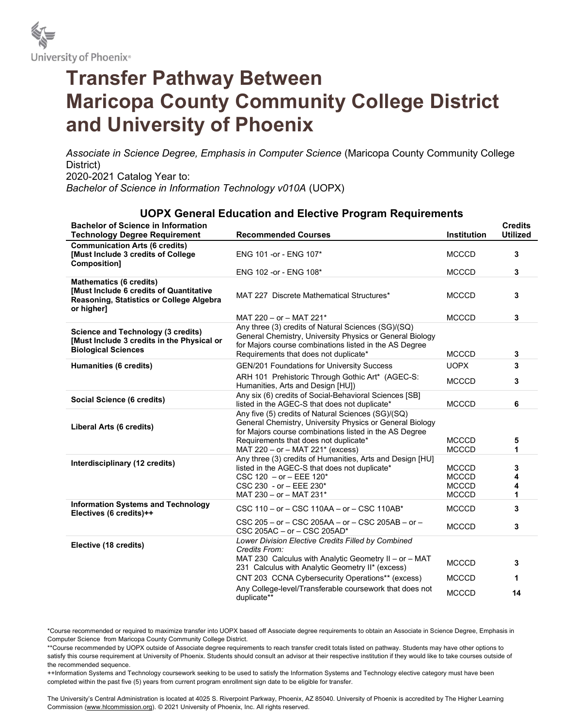University of Phoenix®

# Transfer Pathway Between Maricopa County Community College District and University of Phoenix

*Associate in Science Degree, Emphasis in Computer Science* (Maricopa County Community College District)
2020-2021 Catalog Year to:
*Bachelor of Science in Information Technology v010A* (UOPX)

## UOPX General Education and Elective Program Requirements

| Bachelor of Science in Information Technology Degree Requirement | Recommended Courses | Institution | Credits Utilized |
|---|---|---|---|
| **Communication Arts (6 credits) [Must Include 3 credits of College Composition]** | ENG 101 -or - ENG 107* | MCCCD | 3 |
| | ENG 102 -or - ENG 108* | MCCCD | 3 |
| **Mathematics (6 credits) [Must Include 6 credits of Quantitative Reasoning, Statistics or College Algebra or higher]** | MAT 227 Discrete Mathematical Structures* | MCCCD | 3 |
| | MAT 220 – or – MAT 221* | MCCCD | 3 |
| **Science and Technology (3 credits) [Must Include 3 credits in the Physical or Biological Sciences** | Any three (3) credits of Natural Sciences (SG)/(SQ) General Chemistry, University Physics or General Biology for Majors course combinations listed in the AS Degree Requirements that does not duplicate* | MCCCD | 3 |
| **Humanities (6 credits)** | GEN/201 Foundations for University Success | UOPX | 3 |
| | ARH 101 Prehistoric Through Gothic Art* (AGEC-S: Humanities, Arts and Design [HU]) | MCCCD | 3 |
| **Social Science (6 credits)** | Any six (6) credits of Social-Behavioral Sciences [SB] listed in the AGEC-S that does not duplicate* | MCCCD | 6 |
| **Liberal Arts (6 credits)** | Any five (5) credits of Natural Sciences (SG)/(SQ) General Chemistry, University Physics or General Biology for Majors course combinations listed in the AS Degree Requirements that does not duplicate* | MCCCD | 5 |
| | MAT 220 – or – MAT 221* (excess) | MCCCD | 1 |
| **Interdisciplinary (12 credits)** | Any three (3) credits of Humanities, Arts and Design [HU] listed in the AGEC-S that does not duplicate* | MCCCD | 3 |
| | CSC 120 – or – EEE 120* | MCCCD | 4 |
| | CSC 230 - or – EEE 230* | MCCCD | 4 |
| | MAT 230 – or – MAT 231* | MCCCD | 1 |
| **Information Systems and Technology Electives (6 credits)++** | CSC 110 – or – CSC 110AA – or – CSC 110AB* | MCCCD | 3 |
| | CSC 205 – or – CSC 205AA – or – CSC 205AB – or – CSC 205AC – or – CSC 205AD* | MCCCD | 3 |
| **Elective (18 credits)** | *Lower Division Elective Credits Filled by Combined Credits From:* | | |
| | MAT 230 Calculus with Analytic Geometry II – or – MAT 231 Calculus with Analytic Geometry II* (excess) | MCCCD | 3 |
| | CNT 203 CCNA Cybersecurity Operations** (excess) | MCCCD | 1 |
| | Any College-level/Transferable coursework that does not duplicate** | MCCCD | 14 |

*Course recommended or required to maximize transfer into UOPX based off Associate degree requirements to obtain an Associate in Science Degree, Emphasis in Computer Science from Maricopa County Community College District.

**Course recommended by UOPX outside of Associate degree requirements to reach transfer credit totals listed on pathway. Students may have other options to satisfy this course requirement at University of Phoenix. Students should consult an advisor at their respective institution if they would like to take courses outside of the recommended sequence.

++Information Systems and Technology coursework seeking to be used to satisfy the Information Systems and Technology elective category must have been completed within the past five (5) years from current program enrollment sign date to be eligible for transfer.

The University's Central Administration is located at 4025 S. Riverpoint Parkway, Phoenix, AZ 85040. University of Phoenix is accredited by The Higher Learning Commission (www.hlcommission.org). © 2021 University of Phoenix, Inc. All rights reserved.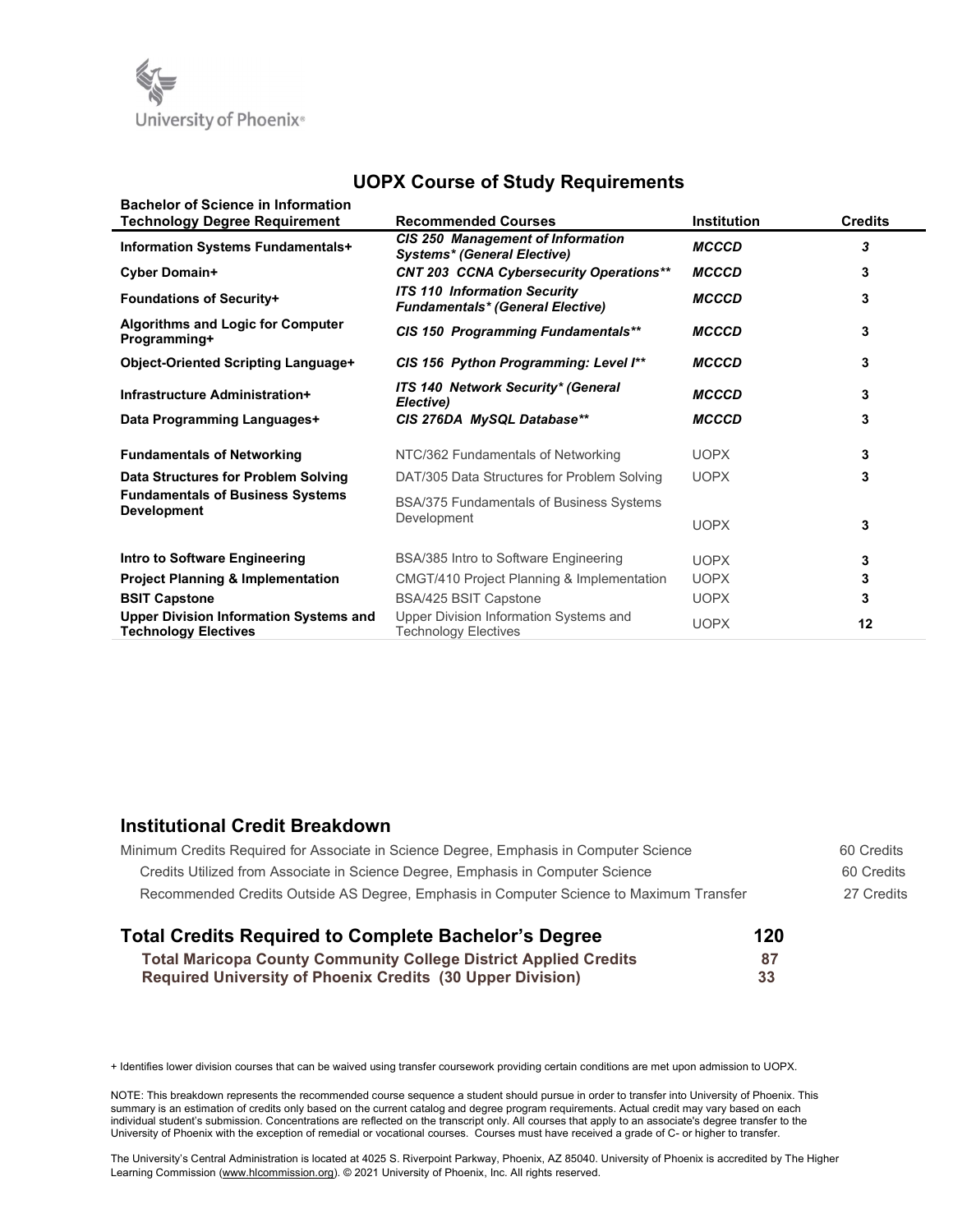University of Phoenix®

## UOPX Course of Study Requirements

| Bachelor of Science in Information Technology Degree Requirement | Recommended Courses | Institution | Credits |
|---|---|---|---|
| **Information Systems Fundamentals+** | ***CIS 250 Management of Information Systems* (General Elective)*** | ***MCCCD*** | ***3*** |
| **Cyber Domain+** | ***CNT 203 CCNA Cybersecurity Operations*** *** | ***MCCCD*** | **3** |
| **Foundations of Security+** | ***ITS 110 Information Security Fundamentals* (General Elective)*** | ***MCCCD*** | **3** |
| **Algorithms and Logic for Computer Programming+** | ***CIS 150 Programming Fundamentals*** *** | ***MCCCD*** | **3** |
| **Object-Oriented Scripting Language+** | ***CIS 156 Python Programming: Level I*** *** | ***MCCCD*** | **3** |
| **Infrastructure Administration+** | ***ITS 140 Network Security* (General Elective)*** | ***MCCCD*** | **3** |
| **Data Programming Languages+** | ***CIS 276DA MySQL Database*** *** | ***MCCCD*** | **3** |
| **Fundamentals of Networking** | NTC/362 Fundamentals of Networking | UOPX | **3** |
| **Data Structures for Problem Solving** | DAT/305 Data Structures for Problem Solving | UOPX | **3** |
| **Fundamentals of Business Systems Development** | BSA/375 Fundamentals of Business Systems Development | UOPX | **3** |
| **Intro to Software Engineering** | BSA/385 Intro to Software Engineering | UOPX | **3** |
| **Project Planning & Implementation** | CMGT/410 Project Planning & Implementation | UOPX | **3** |
| **BSIT Capstone** | BSA/425 BSIT Capstone | UOPX | **3** |
| **Upper Division Information Systems and Technology Electives** | Upper Division Information Systems and Technology Electives | UOPX | **12** |

## Institutional Credit Breakdown

| | |
|---|---|
| Minimum Credits Required for Associate in Science Degree, Emphasis in Computer Science | 60 Credits |
| Credits Utilized from Associate in Science Degree, Emphasis in Computer Science | 60 Credits |
| Recommended Credits Outside AS Degree, Emphasis in Computer Science to Maximum Transfer | 27 Credits |

| | |
|---|---|
| **Total Credits Required to Complete Bachelor's Degree** | **120** |
| **Total Maricopa County Community College District Applied Credits** | **87** |
| **Required University of Phoenix Credits (30 Upper Division)** | **33** |

+ Identifies lower division courses that can be waived using transfer coursework providing certain conditions are met upon admission to UOPX.

NOTE: This breakdown represents the recommended course sequence a student should pursue in order to transfer into University of Phoenix. This summary is an estimation of credits only based on the current catalog and degree program requirements. Actual credit may vary based on each individual student's submission. Concentrations are reflected on the transcript only. All courses that apply to an associate's degree transfer to the University of Phoenix with the exception of remedial or vocational courses. Courses must have received a grade of C- or higher to transfer.

The University's Central Administration is located at 4025 S. Riverpoint Parkway, Phoenix, AZ 85040. University of Phoenix is accredited by The Higher Learning Commission (www.hlcommission.org). © 2021 University of Phoenix, Inc. All rights reserved.